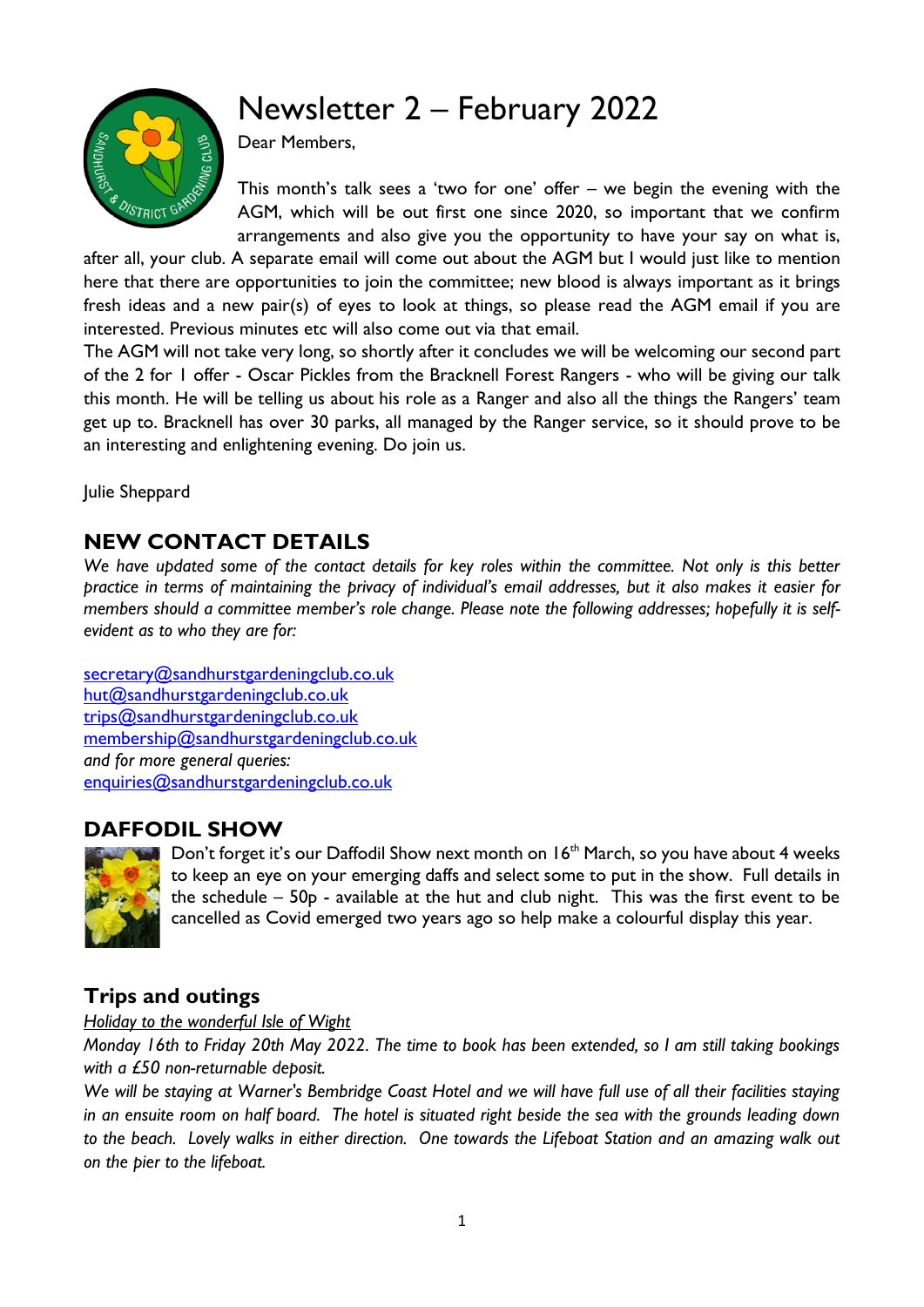# Newsletter 2 – February 2022

Dear Members,

This month's talk sees a 'two for one' offer – we begin the evening with the AGM, which will be out first one since 2020, so important that we confirm arrangements and also give you the opportunity to have your say on what is, after all, your club. A separate email will come out about the AGM but I would just like to mention here that there are opportunities to join the committee; new blood is always important as it brings fresh ideas and a new pair(s) of eyes to look at things, so please read the AGM email if you are interested. Previous minutes etc will also come out via that email.

The AGM will not take very long, so shortly after it concludes we will be welcoming our second part of the 2 for 1 offer - Oscar Pickles from the Bracknell Forest Rangers - who will be giving our talk this month. He will be telling us about his role as a Ranger and also all the things the Rangers' team get up to. Bracknell has over 30 parks, all managed by the Ranger service, so it should prove to be an interesting and enlightening evening. Do join us.

Julie Sheppard

## NEW CONTACT DETAILS

*We have updated some of the contact details for key roles within the committee. Not only is this better practice in terms of maintaining the privacy of individual's email addresses, but it also makes it easier for members should a committee member's role change. Please note the following addresses; hopefully it is self-evident as to who they are for:*

secretary@sandhurstgardeningclub.co.uk
hut@sandhurstgardeningclub.co.uk
trips@sandhurstgardeningclub.co.uk
membership@sandhurstgardeningclub.co.uk
*and for more general queries:*
enquiries@sandhurstgardeningclub.co.uk

## DAFFODIL SHOW

Don't forget it's our Daffodil Show next month on 16th March, so you have about 4 weeks to keep an eye on your emerging daffs and select some to put in the show. Full details in the schedule – 50p - available at the hut and club night. This was the first event to be cancelled as Covid emerged two years ago so help make a colourful display this year.

## Trips and outings

*Holiday to the wonderful Isle of Wight*

*Monday 16th to Friday 20th May 2022. The time to book has been extended, so I am still taking bookings with a £50 non-returnable deposit.*

*We will be staying at Warner's Bembridge Coast Hotel and we will have full use of all their facilities staying in an ensuite room on half board. The hotel is situated right beside the sea with the grounds leading down to the beach. Lovely walks in either direction. One towards the Lifeboat Station and an amazing walk out on the pier to the lifeboat.*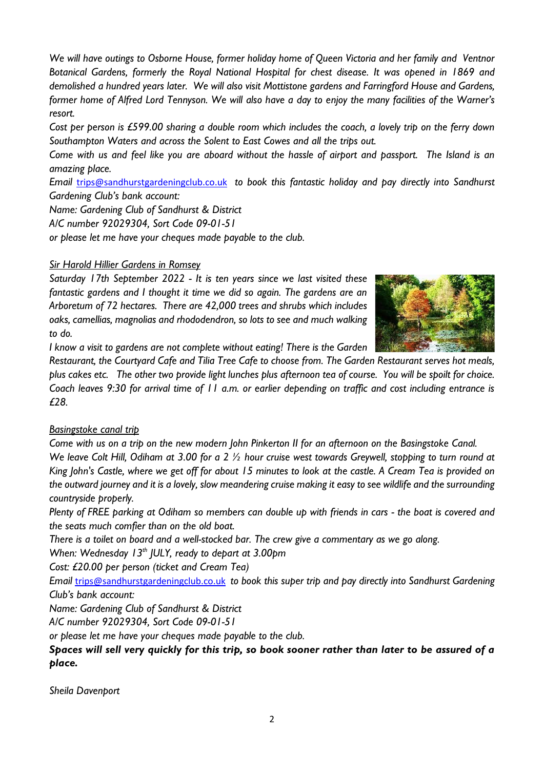*We will have outings to Osborne House, former holiday home of Queen Victoria and her family and Ventnor Botanical Gardens, formerly the Royal National Hospital for chest disease. It was opened in 1869 and demolished a hundred years later. We will also visit Mottistone gardens and Farringford House and Gardens, former home of Alfred Lord Tennyson. We will also have a day to enjoy the many facilities of the Warner's resort.*

*Cost per person is £599.00 sharing a double room which includes the coach, a lovely trip on the ferry down Southampton Waters and across the Solent to East Cowes and all the trips out.*

*Come with us and feel like you are aboard without the hassle of airport and passport. The Island is an amazing place.*

*Email trips@sandhurstgardeningclub.co.uk to book this fantastic holiday and pay directly into Sandhurst Gardening Club's bank account:*

*Name: Gardening Club of Sandhurst & District*

*A/C number 92029304, Sort Code 09-01-51*

*or please let me have your cheques made payable to the club.*

*Sir Harold Hillier Gardens in Romsey*

*Saturday 17th September 2022 - It is ten years since we last visited these fantastic gardens and I thought it time we did so again. The gardens are an Arboretum of 72 hectares. There are 42,000 trees and shrubs which includes oaks, camellias, magnolias and rhododendron, so lots to see and much walking to do.*

*I know a visit to gardens are not complete without eating! There is the Garden Restaurant, the Courtyard Cafe and Tilia Tree Cafe to choose from. The Garden Restaurant serves hot meals, plus cakes etc. The other two provide light lunches plus afternoon tea of course. You will be spoilt for choice. Coach leaves 9:30 for arrival time of 11 a.m. or earlier depending on traffic and cost including entrance is £28.*

*Basingstoke canal trip*

*Come with us on a trip on the new modern John Pinkerton II for an afternoon on the Basingstoke Canal.*

*We leave Colt Hill, Odiham at 3.00 for a 2 ½ hour cruise west towards Greywell, stopping to turn round at King John's Castle, where we get off for about 15 minutes to look at the castle. A Cream Tea is provided on the outward journey and it is a lovely, slow meandering cruise making it easy to see wildlife and the surrounding countryside properly.*

*Plenty of FREE parking at Odiham so members can double up with friends in cars - the boat is covered and the seats much comfier than on the old boat.*

*There is a toilet on board and a well-stocked bar. The crew give a commentary as we go along.*

*When: Wednesday 13th JULY, ready to depart at 3.00pm*

*Cost: £20.00 per person (ticket and Cream Tea)*

*Email trips@sandhurstgardeningclub.co.uk to book this super trip and pay directly into Sandhurst Gardening Club's bank account:*

*Name: Gardening Club of Sandhurst & District*

*A/C number 92029304, Sort Code 09-01-51*

*or please let me have your cheques made payable to the club.*

***Spaces will sell very quickly for this trip, so book sooner rather than later to be assured of a place.***

*Sheila Davenport*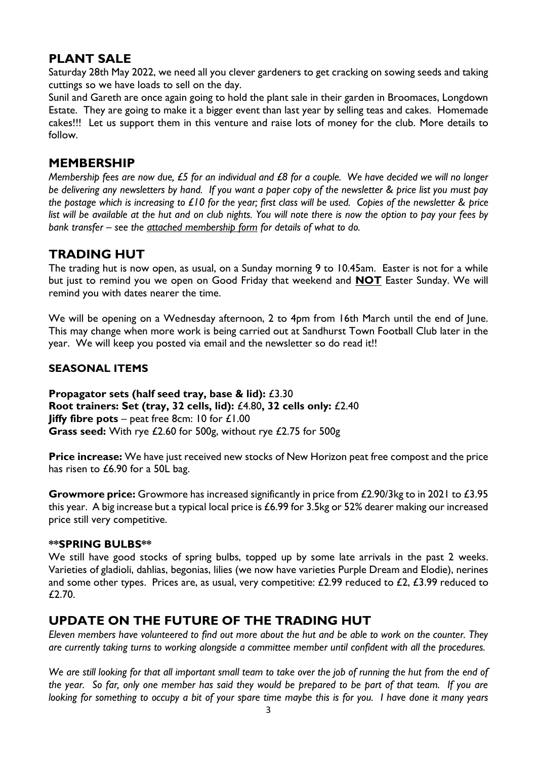## PLANT SALE

Saturday 28th May 2022, we need all you clever gardeners to get cracking on sowing seeds and taking cuttings so we have loads to sell on the day.

Sunil and Gareth are once again going to hold the plant sale in their garden in Broomaces, Longdown Estate. They are going to make it a bigger event than last year by selling teas and cakes. Homemade cakes!!! Let us support them in this venture and raise lots of money for the club. More details to follow.

## MEMBERSHIP

*Membership fees are now due, £5 for an individual and £8 for a couple. We have decided we will no longer be delivering any newsletters by hand. If you want a paper copy of the newsletter & price list you must pay the postage which is increasing to £10 for the year; first class will be used. Copies of the newsletter & price list will be available at the hut and on club nights. You will note there is now the option to pay your fees by bank transfer – see the attached membership form for details of what to do.*

## TRADING HUT

The trading hut is now open, as usual, on a Sunday morning 9 to 10.45am. Easter is not for a while but just to remind you we open on Good Friday that weekend and **NOT** Easter Sunday. We will remind you with dates nearer the time.

We will be opening on a Wednesday afternoon, 2 to 4pm from 16th March until the end of June. This may change when more work is being carried out at Sandhurst Town Football Club later in the year. We will keep you posted via email and the newsletter so do read it!!

### SEASONAL ITEMS

**Propagator sets (half seed tray, base & lid):** £3.30
**Root trainers: Set (tray, 32 cells, lid):** £4.80**, 32 cells only:** £2.40
**Jiffy fibre pots** – peat free 8cm: 10 for £1.00
**Grass seed:** With rye £2.60 for 500g, without rye £2.75 for 500g

**Price increase:** We have just received new stocks of New Horizon peat free compost and the price has risen to £6.90 for a 50L bag.

**Growmore price:** Growmore has increased significantly in price from £2.90/3kg to in 2021 to £3.95 this year. A big increase but a typical local price is £6.99 for 3.5kg or 52% dearer making our increased price still very competitive.

### **SPRING BULBS**

We still have good stocks of spring bulbs, topped up by some late arrivals in the past 2 weeks. Varieties of gladioli, dahlias, begonias, lilies (we now have varieties Purple Dream and Elodie), nerines and some other types. Prices are, as usual, very competitive: £2.99 reduced to £2, £3.99 reduced to £2.70.

## UPDATE ON THE FUTURE OF THE TRADING HUT

*Eleven members have volunteered to find out more about the hut and be able to work on the counter. They are currently taking turns to working alongside a committee member until confident with all the procedures.*

*We are still looking for that all important small team to take over the job of running the hut from the end of the year. So far, only one member has said they would be prepared to be part of that team. If you are looking for something to occupy a bit of your spare time maybe this is for you. I have done it many years*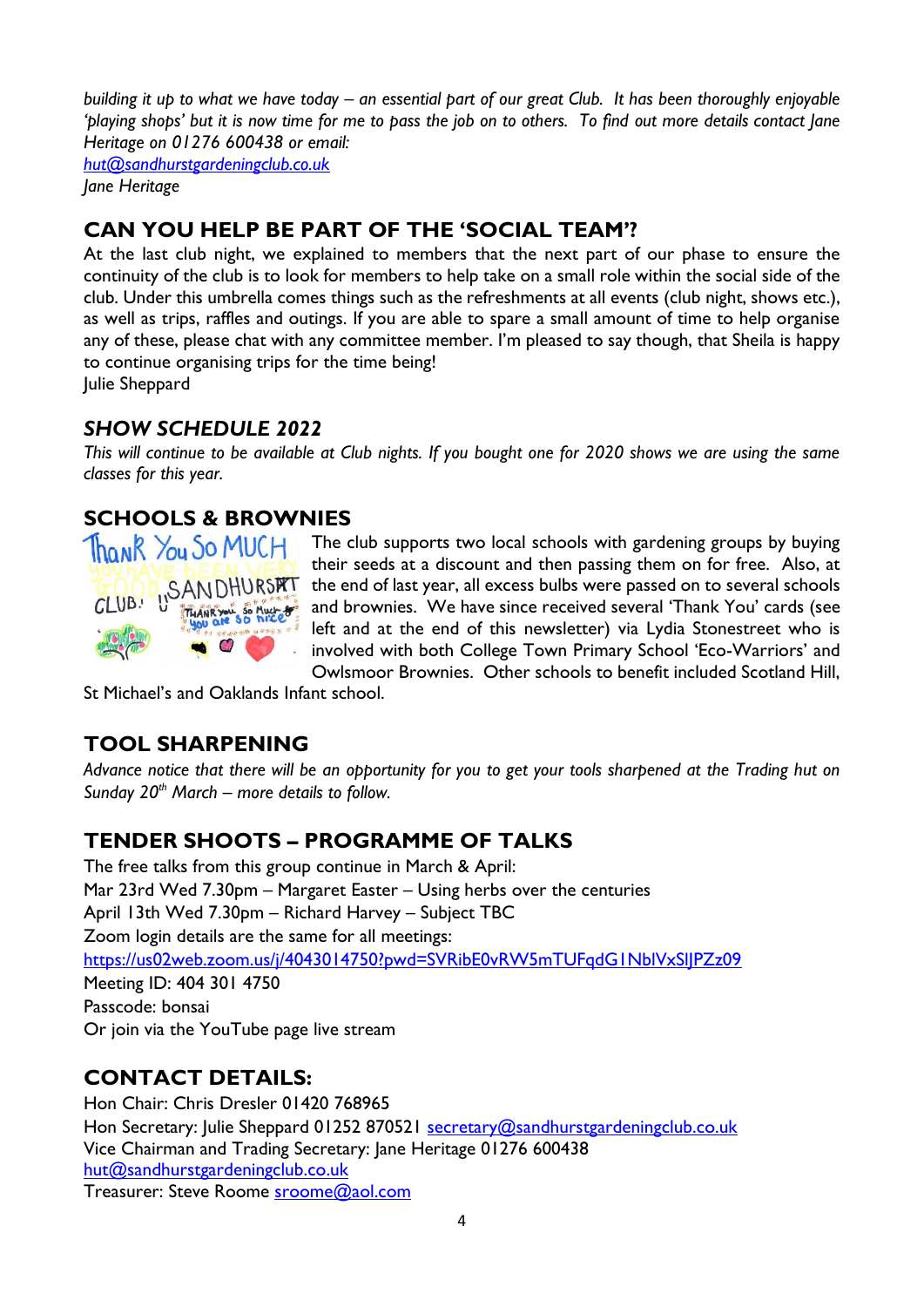*building it up to what we have today – an essential part of our great Club. It has been thoroughly enjoyable 'playing shops' but it is now time for me to pass the job on to others. To find out more details contact Jane Heritage on 01276 600438 or email:*
hut@sandhurstgardeningclub.co.uk
*Jane Heritage*

## CAN YOU HELP BE PART OF THE 'SOCIAL TEAM'?

At the last club night, we explained to members that the next part of our phase to ensure the continuity of the club is to look for members to help take on a small role within the social side of the club. Under this umbrella comes things such as the refreshments at all events (club night, shows etc.), as well as trips, raffles and outings. If you are able to spare a small amount of time to help organise any of these, please chat with any committee member. I'm pleased to say though, that Sheila is happy to continue organising trips for the time being!
Julie Sheppard

## *SHOW SCHEDULE 2022*

*This will continue to be available at Club nights. If you bought one for 2020 shows we are using the same classes for this year.*

## SCHOOLS & BROWNIES

The club supports two local schools with gardening groups by buying their seeds at a discount and then passing them on for free. Also, at the end of last year, all excess bulbs were passed on to several schools and brownies. We have since received several 'Thank You' cards (see left and at the end of this newsletter) via Lydia Stonestreet who is involved with both College Town Primary School 'Eco-Warriors' and Owlsmoor Brownies. Other schools to benefit included Scotland Hill, St Michael's and Oaklands Infant school.

## TOOL SHARPENING

*Advance notice that there will be an opportunity for you to get your tools sharpened at the Trading hut on Sunday 20th March – more details to follow.*

## TENDER SHOOTS – PROGRAMME OF TALKS

The free talks from this group continue in March & April:
Mar 23rd Wed 7.30pm – Margaret Easter – Using herbs over the centuries
April 13th Wed 7.30pm – Richard Harvey – Subject TBC
Zoom login details are the same for all meetings:
https://us02web.zoom.us/j/4043014750?pwd=SVRibE0vRW5mTUFqdG1NblVxSlJPZz09
Meeting ID: 404 301 4750
Passcode: bonsai
Or join via the YouTube page live stream

## CONTACT DETAILS:

Hon Chair: Chris Dresler 01420 768965
Hon Secretary: Julie Sheppard 01252 870521 secretary@sandhurstgardeningclub.co.uk
Vice Chairman and Trading Secretary: Jane Heritage 01276 600438
hut@sandhurstgardeningclub.co.uk
Treasurer: Steve Roome sroome@aol.com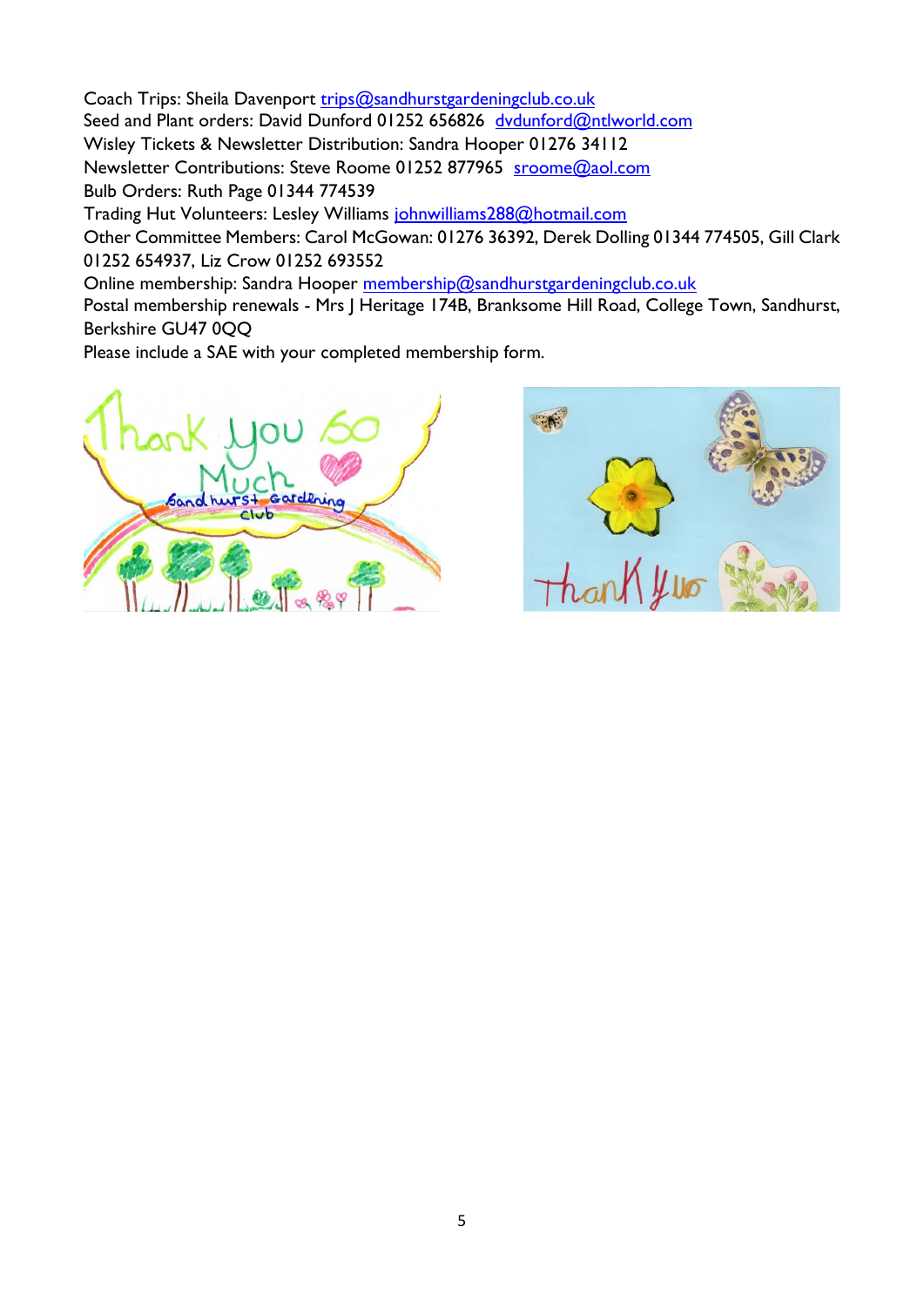Coach Trips: Sheila Davenport trips@sandhurstgardeningclub.co.uk
Seed and Plant orders: David Dunford 01252 656826 dvdunford@ntlworld.com
Wisley Tickets & Newsletter Distribution: Sandra Hooper 01276 34112
Newsletter Contributions: Steve Roome 01252 877965 sroome@aol.com
Bulb Orders: Ruth Page 01344 774539
Trading Hut Volunteers: Lesley Williams johnwilliams288@hotmail.com
Other Committee Members: Carol McGowan: 01276 36392, Derek Dolling 01344 774505, Gill Clark 01252 654937, Liz Crow 01252 693552
Online membership: Sandra Hooper membership@sandhurstgardeningclub.co.uk
Postal membership renewals - Mrs J Heritage 174B, Branksome Hill Road, College Town, Sandhurst, Berkshire GU47 0QQ
Please include a SAE with your completed membership form.